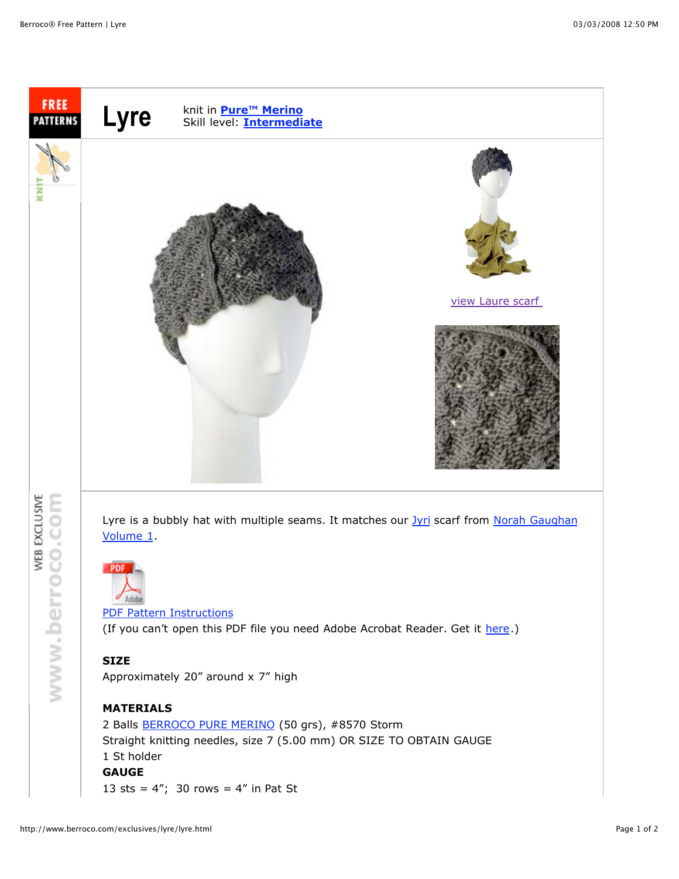# Lyre

knit in **Pure™ Merino**
Skill level: **Intermediate**

view Laure scarf

Lyre is a bubbly hat with multiple seams. It matches our Jyri scarf from Norah Gaughan Volume 1.

PDF Pattern Instructions
(If you can't open this PDF file you need Adobe Acrobat Reader. Get it here.)

**SIZE**
Approximately 20" around x 7" high

**MATERIALS**
2 Balls BERROCO PURE MERINO (50 grs), #8570 Storm
Straight knitting needles, size 7 (5.00 mm) OR SIZE TO OBTAIN GAUGE
1 St holder

**GAUGE**
13 sts = 4"; 30 rows = 4" in Pat St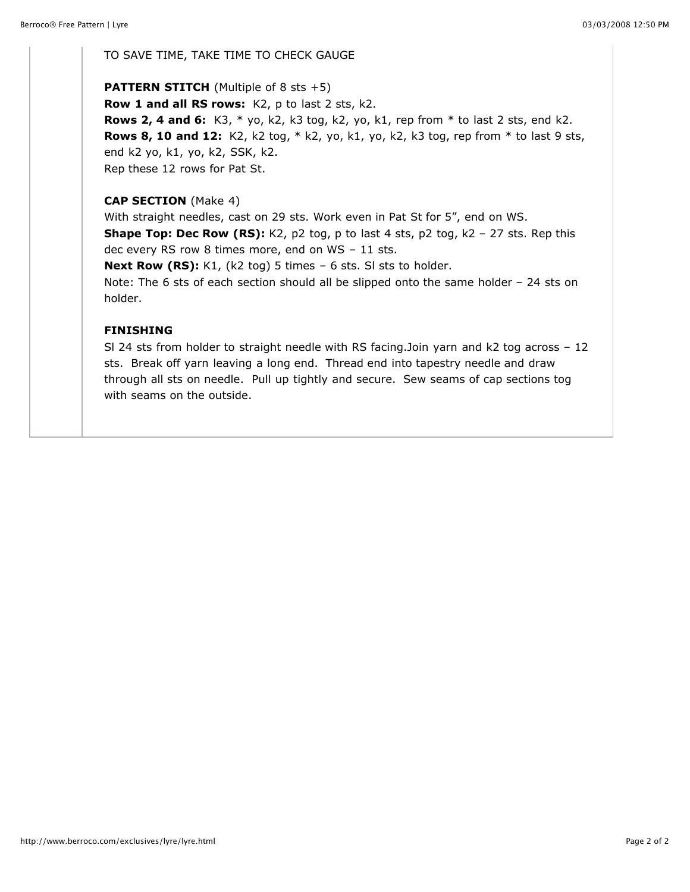TO SAVE TIME, TAKE TIME TO CHECK GAUGE

**PATTERN STITCH** (Multiple of 8 sts +5)
**Row 1 and all RS rows:** K2, p to last 2 sts, k2.
**Rows 2, 4 and 6:** K3, * yo, k2, k3 tog, k2, yo, k1, rep from * to last 2 sts, end k2.
**Rows 8, 10 and 12:** K2, k2 tog, * k2, yo, k1, yo, k2, k3 tog, rep from * to last 9 sts, end k2 yo, k1, yo, k2, SSK, k2.
Rep these 12 rows for Pat St.

**CAP SECTION** (Make 4)
With straight needles, cast on 29 sts. Work even in Pat St for 5", end on WS.
**Shape Top: Dec Row (RS):** K2, p2 tog, p to last 4 sts, p2 tog, k2 – 27 sts. Rep this dec every RS row 8 times more, end on WS – 11 sts.
**Next Row (RS):** K1, (k2 tog) 5 times – 6 sts. Sl sts to holder.
Note: The 6 sts of each section should all be slipped onto the same holder – 24 sts on holder.

**FINISHING**
Sl 24 sts from holder to straight needle with RS facing.Join yarn and k2 tog across – 12 sts. Break off yarn leaving a long end. Thread end into tapestry needle and draw through all sts on needle. Pull up tightly and secure. Sew seams of cap sections tog with seams on the outside.